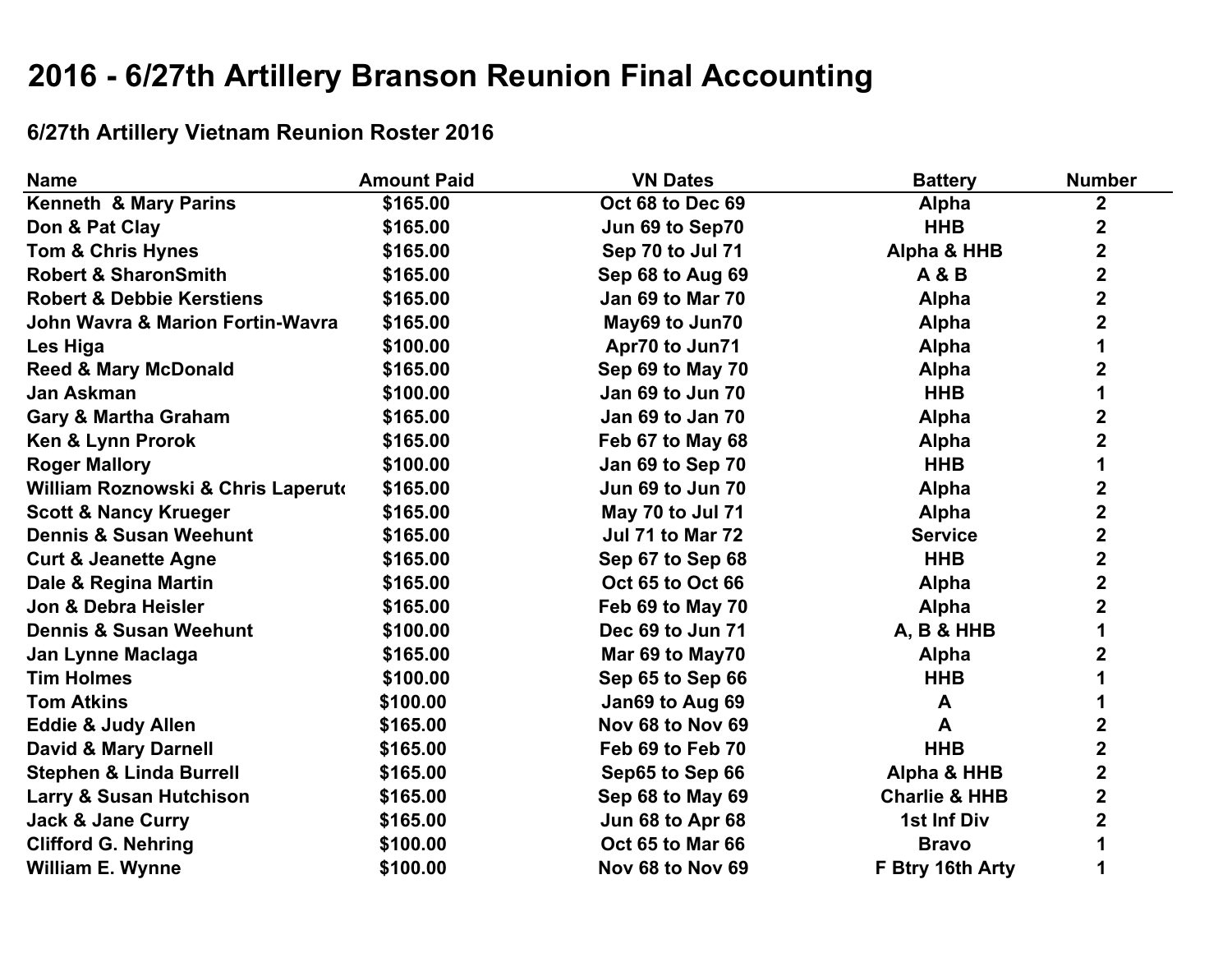# 2016 - 6/27th Artillery Branson Reunion Final Accounting

## 6/27th Artillery Vietnam Reunion Roster 2016

| Name | Amount Paid | VN Dates | Battery | Number |
|---|---|---|---|---|
| Kenneth & Mary Parins | $165.00 | Oct 68 to Dec 69 | Alpha | 2 |
| Don & Pat Clay | $165.00 | Jun 69 to Sep70 | HHB | 2 |
| Tom & Chris Hynes | $165.00 | Sep 70 to Jul 71 | Alpha & HHB | 2 |
| Robert & SharonSmith | $165.00 | Sep 68 to Aug 69 | A & B | 2 |
| Robert & Debbie Kerstiens | $165.00 | Jan 69 to Mar 70 | Alpha | 2 |
| John Wavra & Marion Fortin-Wavra | $165.00 | May69 to Jun70 | Alpha | 2 |
| Les Higa | $100.00 | Apr70 to Jun71 | Alpha | 1 |
| Reed & Mary McDonald | $165.00 | Sep 69 to May 70 | Alpha | 2 |
| Jan Askman | $100.00 | Jan 69 to Jun 70 | HHB | 1 |
| Gary & Martha Graham | $165.00 | Jan 69 to Jan 70 | Alpha | 2 |
| Ken & Lynn Prorok | $165.00 | Feb 67 to May 68 | Alpha | 2 |
| Roger Mallory | $100.00 | Jan 69 to Sep 70 | HHB | 1 |
| William Roznowski & Chris Laperuto | $165.00 | Jun 69 to Jun 70 | Alpha | 2 |
| Scott & Nancy Krueger | $165.00 | May 70 to Jul 71 | Alpha | 2 |
| Dennis & Susan Weehunt | $165.00 | Jul 71 to Mar 72 | Service | 2 |
| Curt & Jeanette Agne | $165.00 | Sep 67 to Sep 68 | HHB | 2 |
| Dale & Regina Martin | $165.00 | Oct 65 to Oct 66 | Alpha | 2 |
| Jon & Debra Heisler | $165.00 | Feb 69 to May 70 | Alpha | 2 |
| Dennis & Susan Weehunt | $100.00 | Dec 69 to Jun 71 | A, B & HHB | 1 |
| Jan Lynne Maclaga | $165.00 | Mar 69 to May70 | Alpha | 2 |
| Tim Holmes | $100.00 | Sep 65 to Sep 66 | HHB | 1 |
| Tom Atkins | $100.00 | Jan69 to Aug 69 | A | 1 |
| Eddie & Judy Allen | $165.00 | Nov 68 to Nov 69 | A | 2 |
| David & Mary Darnell | $165.00 | Feb 69 to Feb 70 | HHB | 2 |
| Stephen & Linda Burrell | $165.00 | Sep65 to Sep 66 | Alpha & HHB | 2 |
| Larry & Susan Hutchison | $165.00 | Sep 68 to May 69 | Charlie & HHB | 2 |
| Jack & Jane Curry | $165.00 | Jun 68 to Apr 68 | 1st Inf Div | 2 |
| Clifford G. Nehring | $100.00 | Oct 65 to Mar 66 | Bravo | 1 |
| William E. Wynne | $100.00 | Nov 68 to Nov 69 | F Btry 16th Arty | 1 |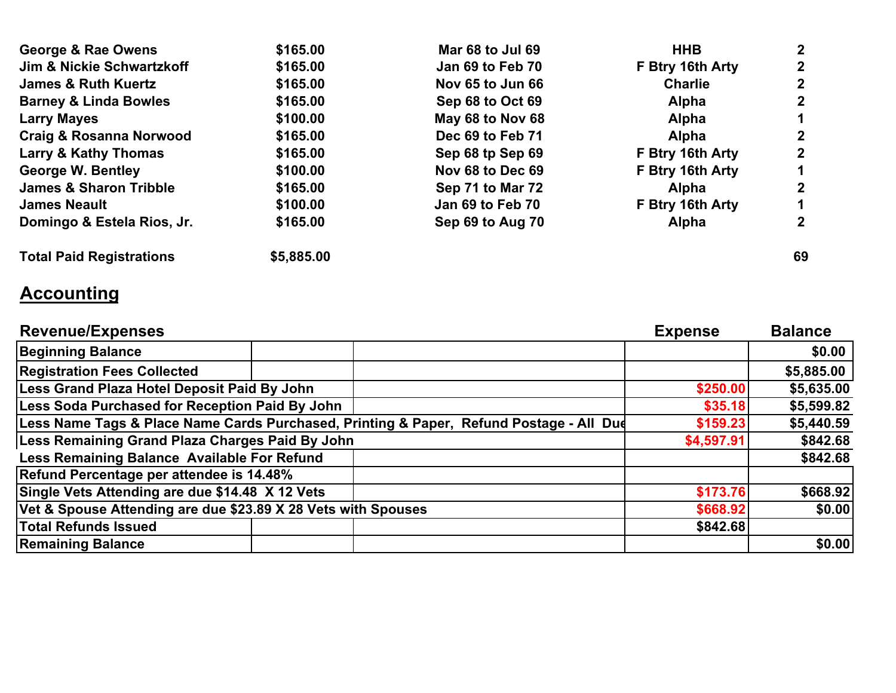| | | | | |
|---|---|---|---|---|
| **George & Rae Owens** | **$165.00** | **Mar 68 to Jul 69** | **HHB** | **2** |
| **Jim & Nickie Schwartzkoff** | **$165.00** | **Jan 69 to Feb 70** | **F Btry 16th Arty** | **2** |
| **James & Ruth Kuertz** | **$165.00** | **Nov 65 to Jun 66** | **Charlie** | **2** |
| **Barney & Linda Bowles** | **$165.00** | **Sep 68 to Oct 69** | **Alpha** | **2** |
| **Larry Mayes** | **$100.00** | **May 68 to Nov 68** | **Alpha** | **1** |
| **Craig & Rosanna Norwood** | **$165.00** | **Dec 69 to Feb 71** | **Alpha** | **2** |
| **Larry & Kathy Thomas** | **$165.00** | **Sep 68 tp Sep 69** | **F Btry 16th Arty** | **2** |
| **George W. Bentley** | **$100.00** | **Nov 68 to Dec 69** | **F Btry 16th Arty** | **1** |
| **James & Sharon Tribble** | **$165.00** | **Sep 71 to Mar 72** | **Alpha** | **2** |
| **James Neault** | **$100.00** | **Jan 69 to Feb 70** | **F Btry 16th Arty** | **1** |
| **Domingo & Estela Rios, Jr.** | **$165.00** | **Sep 69 to Aug 70** | **Alpha** | **2** |
| | | | | |
| **Total Paid Registrations** | **$5,885.00** | | | **69** |

## Accounting

| Revenue/Expenses | Expense | Balance |
|---|---|---|
| Beginning Balance | | $0.00 |
| Registration Fees Collected | | $5,885.00 |
| Less Grand Plaza Hotel Deposit Paid By John | $250.00 | $5,635.00 |
| Less Soda Purchased for Reception Paid By John | $35.18 | $5,599.82 |
| Less Name Tags & Place Name Cards Purchased, Printing & Paper, Refund Postage - All Due | $159.23 | $5,440.59 |
| Less Remaining Grand Plaza Charges Paid By John | $4,597.91 | $842.68 |
| Less Remaining Balance Available For Refund | | $842.68 |
| Refund Percentage per attendee is 14.48% | | |
| Single Vets Attending are due $14.48 X 12 Vets | $173.76 | $668.92 |
| Vet & Spouse Attending are due $23.89 X 28 Vets with Spouses | $668.92 | $0.00 |
| Total Refunds Issued | $842.68 | |
| Remaining Balance | | $0.00 |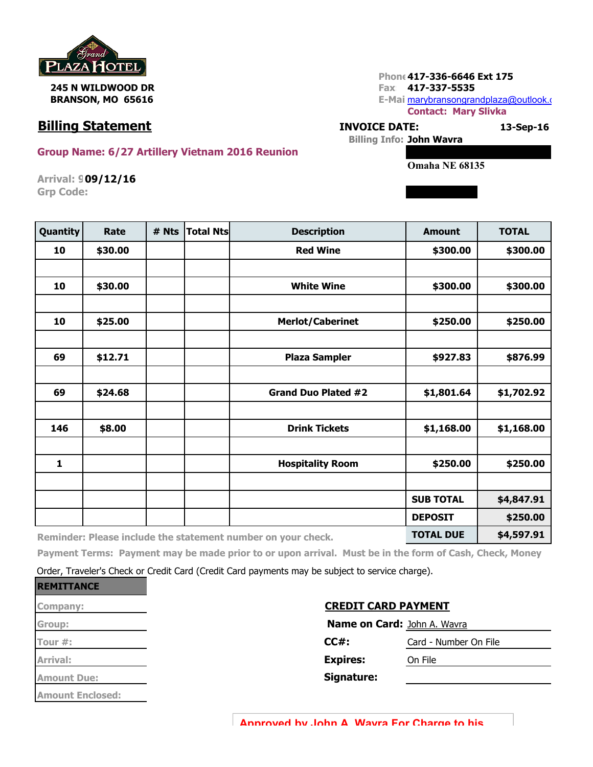Grand PLAZA HOTEL

245 N WILDWOOD DR
BRANSON, MO 65616

Phone 417-336-6646 Ext 175
Fax 417-337-5535
E-Mai marybransongrandplaza@outlook.c
Contact: Mary Slivka

## Billing Statement

**INVOICE DATE:** 13-Sep-16

Billing Info: John Wavra

Omaha NE 68135

**Group Name: 6/27 Artillery Vietnam 2016 Reunion**

Arrival: 9 09/12/16
Grp Code:

| Quantity | Rate | # Nts | Total Nts | Description | Amount | TOTAL |
|---|---|---|---|---|---|---|
| 10 | $30.00 | | | Red Wine | $300.00 | $300.00 |
| | | | | | | |
| 10 | $30.00 | | | White Wine | $300.00 | $300.00 |
| | | | | | | |
| 10 | $25.00 | | | Merlot/Caberinet | $250.00 | $250.00 |
| | | | | | | |
| 69 | $12.71 | | | Plaza Sampler | $927.83 | $876.99 |
| | | | | | | |
| 69 | $24.68 | | | Grand Duo Plated #2 | $1,801.64 | $1,702.92 |
| | | | | | | |
| 146 | $8.00 | | | Drink Tickets | $1,168.00 | $1,168.00 |
| | | | | | | |
| 1 | | | | Hospitality Room | $250.00 | $250.00 |
| | | | | | | |
| | | | | | SUB TOTAL | $4,847.91 |
| | | | | | DEPOSIT | $250.00 |
| | | | | | TOTAL DUE | $4,597.91 |

Reminder: Please include the statement number on your check.

Payment Terms: Payment may be made prior to or upon arrival. Must be in the form of Cash, Check, Money Order, Traveler's Check or Credit Card (Credit Card payments may be subject to service charge).

**REMITTANCE**

Company:
Group:
Tour #:
Arrival:
Amount Due:
Amount Enclosed:

**CREDIT CARD PAYMENT**

**Name on Card:** John A. Wavra
**CC#:** Card - Number On File
**Expires:** On File
**Signature:**

Approved by John A. Wavra For Charge to his